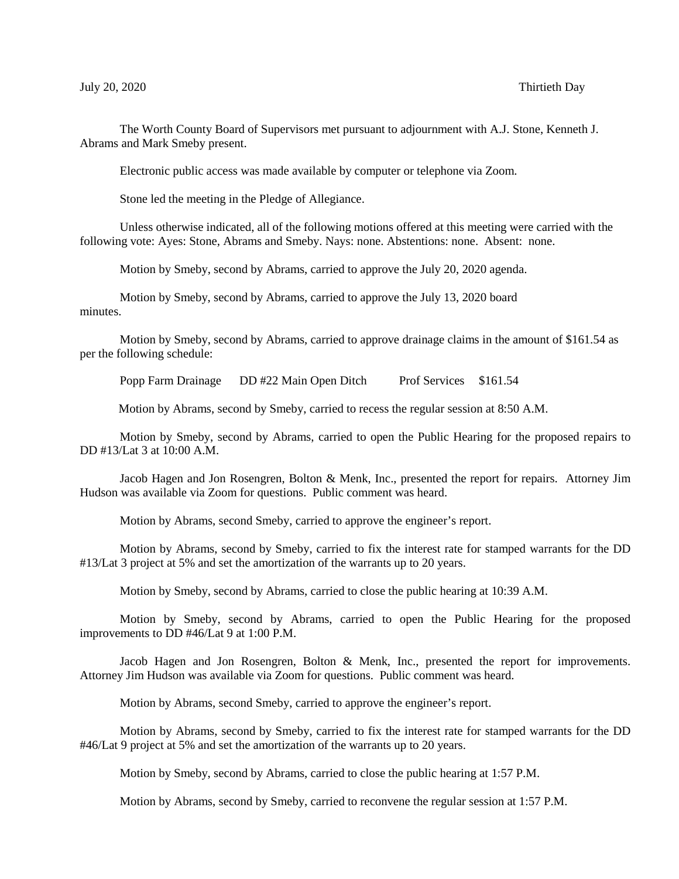July 20, 2020 Thirtieth Day

The Worth County Board of Supervisors met pursuant to adjournment with A.J. Stone, Kenneth J. Abrams and Mark Smeby present.

Electronic public access was made available by computer or telephone via Zoom.

Stone led the meeting in the Pledge of Allegiance.

Unless otherwise indicated, all of the following motions offered at this meeting were carried with the following vote: Ayes: Stone, Abrams and Smeby. Nays: none. Abstentions: none. Absent: none.

Motion by Smeby, second by Abrams, carried to approve the July 20, 2020 agenda.

Motion by Smeby, second by Abrams, carried to approve the July 13, 2020 board minutes.

Motion by Smeby, second by Abrams, carried to approve drainage claims in the amount of $161.54 as per the following schedule:

Popp Farm Drainage DD #22 Main Open Ditch Prof Services $161.54

Motion by Abrams, second by Smeby, carried to recess the regular session at 8:50 A.M.

Motion by Smeby, second by Abrams, carried to open the Public Hearing for the proposed repairs to DD #13/Lat 3 at 10:00 A.M.

Jacob Hagen and Jon Rosengren, Bolton & Menk, Inc., presented the report for repairs. Attorney Jim Hudson was available via Zoom for questions. Public comment was heard.

Motion by Abrams, second Smeby, carried to approve the engineer's report.

Motion by Abrams, second by Smeby, carried to fix the interest rate for stamped warrants for the DD #13/Lat 3 project at 5% and set the amortization of the warrants up to 20 years.

Motion by Smeby, second by Abrams, carried to close the public hearing at 10:39 A.M.

Motion by Smeby, second by Abrams, carried to open the Public Hearing for the proposed improvements to DD #46/Lat 9 at 1:00 P.M.

Jacob Hagen and Jon Rosengren, Bolton & Menk, Inc., presented the report for improvements. Attorney Jim Hudson was available via Zoom for questions. Public comment was heard.

Motion by Abrams, second Smeby, carried to approve the engineer's report.

Motion by Abrams, second by Smeby, carried to fix the interest rate for stamped warrants for the DD #46/Lat 9 project at 5% and set the amortization of the warrants up to 20 years.

Motion by Smeby, second by Abrams, carried to close the public hearing at 1:57 P.M.

Motion by Abrams, second by Smeby, carried to reconvene the regular session at 1:57 P.M.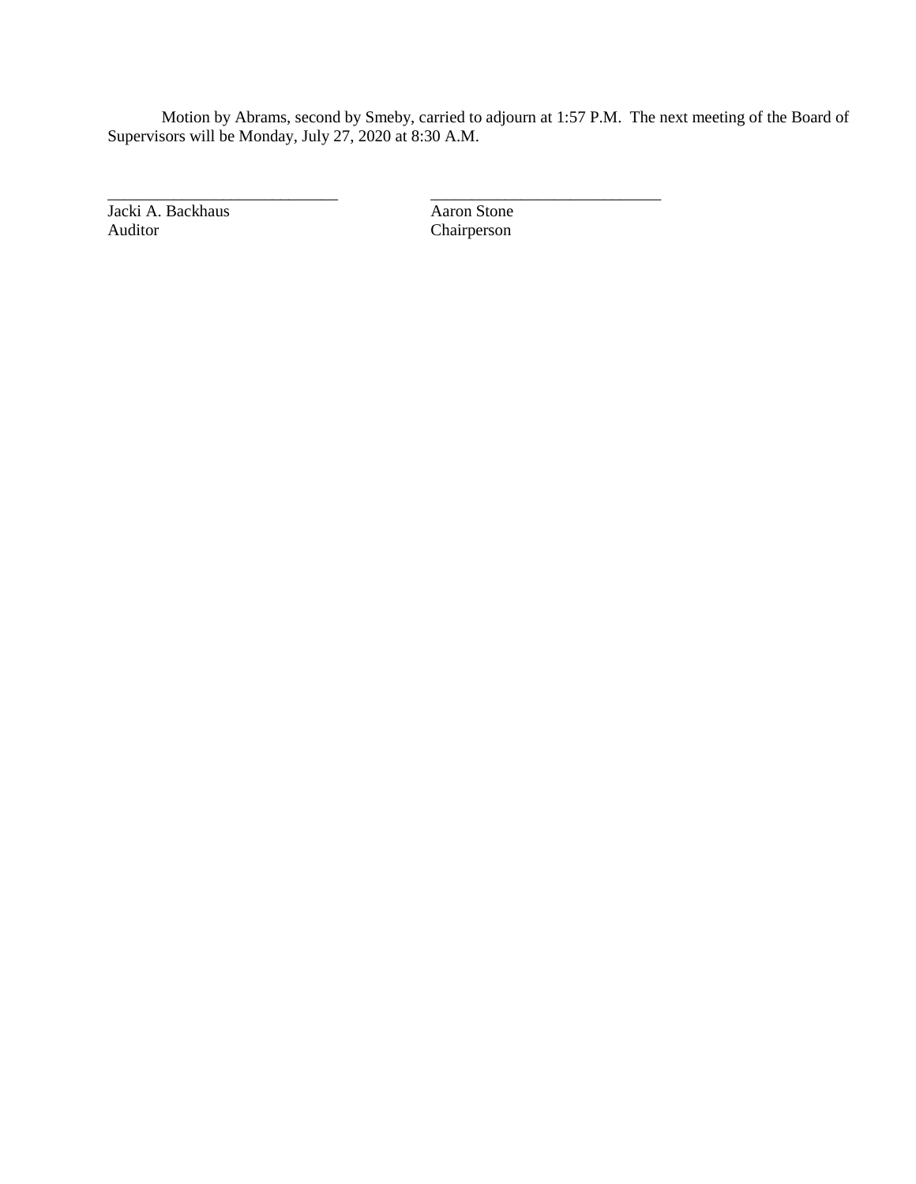Motion by Abrams, second by Smeby, carried to adjourn at 1:57 P.M. The next meeting of the Board of Supervisors will be Monday, July 27, 2020 at 8:30 A.M.

| | |
|---|---|
| ____________________________ | ____________________________ |
| Jacki A. Backhaus | Aaron Stone |
| Auditor | Chairperson |